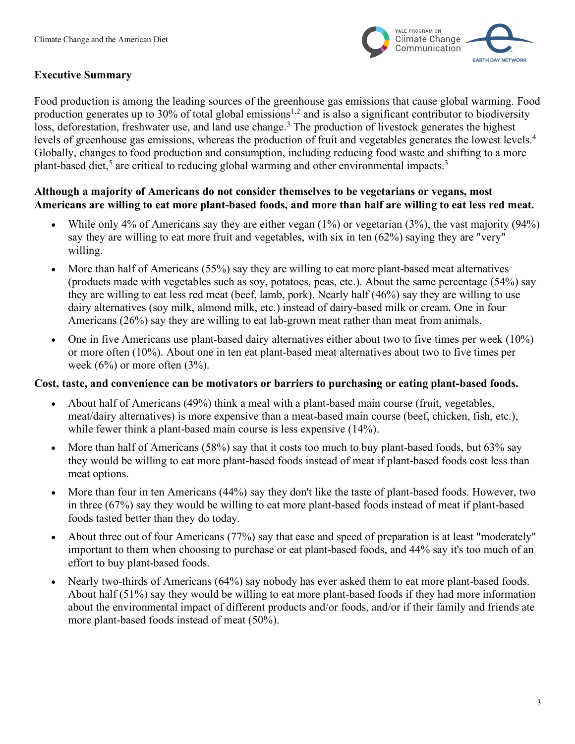## Executive Summary

Food production is among the leading sources of the greenhouse gas emissions that cause global warming. Food production generates up to 30% of total global emissions[1,2] and is also a significant contributor to biodiversity loss, deforestation, freshwater use, and land use change.[3] The production of livestock generates the highest levels of greenhouse gas emissions, whereas the production of fruit and vegetables generates the lowest levels.[4] Globally, changes to food production and consumption, including reducing food waste and shifting to a more plant-based diet,[5] are critical to reducing global warming and other environmental impacts.[3]

**Although a majority of Americans do not consider themselves to be vegetarians or vegans, most Americans are willing to eat more plant-based foods, and more than half are willing to eat less red meat.**

- While only 4% of Americans say they are either vegan (1%) or vegetarian (3%), the vast majority (94%) say they are willing to eat more fruit and vegetables, with six in ten (62%) saying they are "very" willing.
- More than half of Americans (55%) say they are willing to eat more plant-based meat alternatives (products made with vegetables such as soy, potatoes, peas, etc.). About the same percentage (54%) say they are willing to eat less red meat (beef, lamb, pork). Nearly half (46%) say they are willing to use dairy alternatives (soy milk, almond milk, etc.) instead of dairy-based milk or cream. One in four Americans (26%) say they are willing to eat lab-grown meat rather than meat from animals.
- One in five Americans use plant-based dairy alternatives either about two to five times per week (10%) or more often (10%). About one in ten eat plant-based meat alternatives about two to five times per week (6%) or more often (3%).

**Cost, taste, and convenience can be motivators or barriers to purchasing or eating plant-based foods.**

- About half of Americans (49%) think a meal with a plant-based main course (fruit, vegetables, meat/dairy alternatives) is more expensive than a meat-based main course (beef, chicken, fish, etc.), while fewer think a plant-based main course is less expensive (14%).
- More than half of Americans (58%) say that it costs too much to buy plant-based foods, but 63% say they would be willing to eat more plant-based foods instead of meat if plant-based foods cost less than meat options.
- More than four in ten Americans (44%) say they don't like the taste of plant-based foods. However, two in three (67%) say they would be willing to eat more plant-based foods instead of meat if plant-based foods tasted better than they do today.
- About three out of four Americans (77%) say that ease and speed of preparation is at least "moderately" important to them when choosing to purchase or eat plant-based foods, and 44% say it's too much of an effort to buy plant-based foods.
- Nearly two-thirds of Americans (64%) say nobody has ever asked them to eat more plant-based foods. About half (51%) say they would be willing to eat more plant-based foods if they had more information about the environmental impact of different products and/or foods, and/or if their family and friends ate more plant-based foods instead of meat (50%).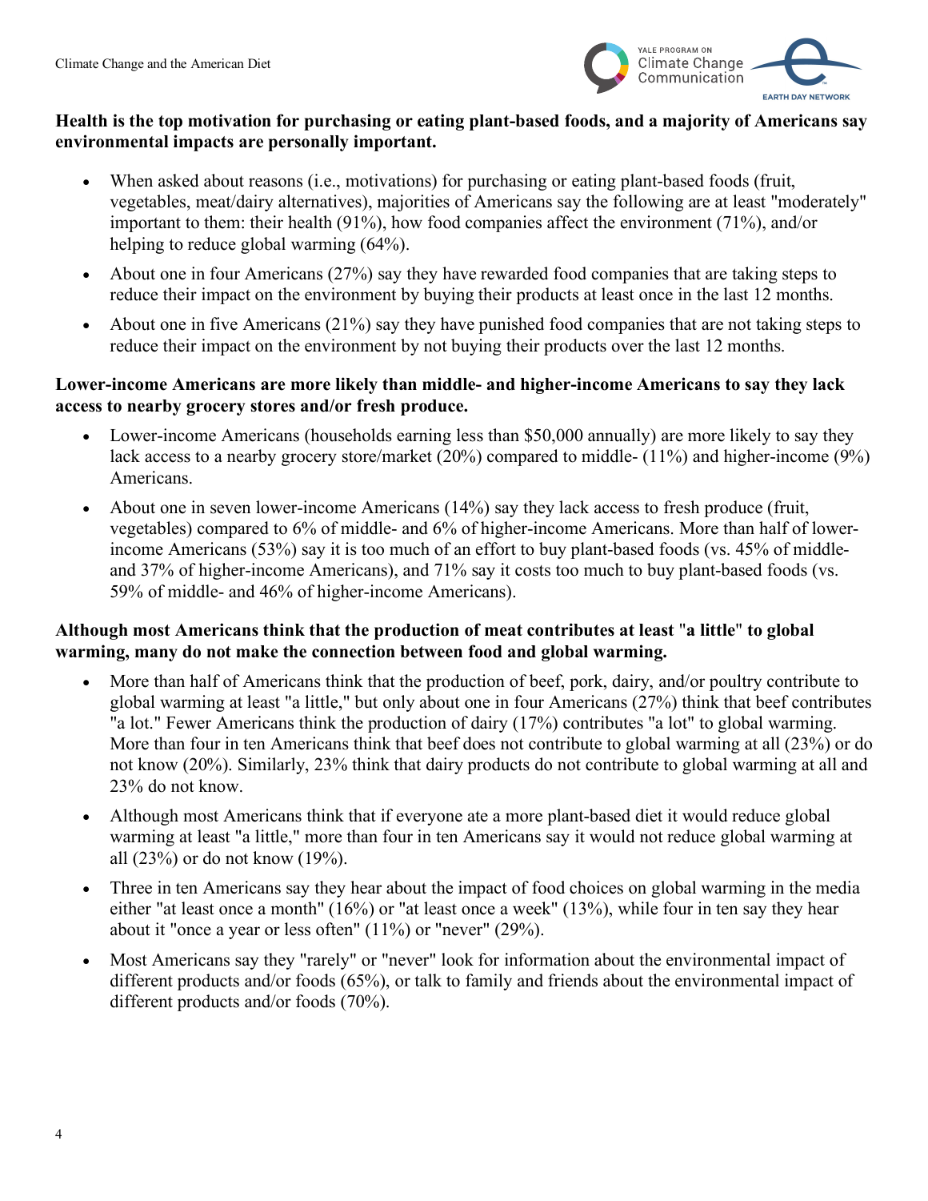**Health is the top motivation for purchasing or eating plant-based foods, and a majority of Americans say environmental impacts are personally important.**

- When asked about reasons (i.e., motivations) for purchasing or eating plant-based foods (fruit, vegetables, meat/dairy alternatives), majorities of Americans say the following are at least "moderately" important to them: their health (91%), how food companies affect the environment (71%), and/or helping to reduce global warming (64%).
- About one in four Americans (27%) say they have rewarded food companies that are taking steps to reduce their impact on the environment by buying their products at least once in the last 12 months.
- About one in five Americans (21%) say they have punished food companies that are not taking steps to reduce their impact on the environment by not buying their products over the last 12 months.

**Lower-income Americans are more likely than middle- and higher-income Americans to say they lack access to nearby grocery stores and/or fresh produce.**

- Lower-income Americans (households earning less than $50,000 annually) are more likely to say they lack access to a nearby grocery store/market (20%) compared to middle- (11%) and higher-income (9%) Americans.
- About one in seven lower-income Americans (14%) say they lack access to fresh produce (fruit, vegetables) compared to 6% of middle- and 6% of higher-income Americans. More than half of lower-income Americans (53%) say it is too much of an effort to buy plant-based foods (vs. 45% of middle- and 37% of higher-income Americans), and 71% say it costs too much to buy plant-based foods (vs. 59% of middle- and 46% of higher-income Americans).

**Although most Americans think that the production of meat contributes at least "a little" to global warming, many do not make the connection between food and global warming.**

- More than half of Americans think that the production of beef, pork, dairy, and/or poultry contribute to global warming at least "a little," but only about one in four Americans (27%) think that beef contributes "a lot." Fewer Americans think the production of dairy (17%) contributes "a lot" to global warming. More than four in ten Americans think that beef does not contribute to global warming at all (23%) or do not know (20%). Similarly, 23% think that dairy products do not contribute to global warming at all and 23% do not know.
- Although most Americans think that if everyone ate a more plant-based diet it would reduce global warming at least "a little," more than four in ten Americans say it would not reduce global warming at all (23%) or do not know (19%).
- Three in ten Americans say they hear about the impact of food choices on global warming in the media either "at least once a month" (16%) or "at least once a week" (13%), while four in ten say they hear about it "once a year or less often" (11%) or "never" (29%).
- Most Americans say they "rarely" or "never" look for information about the environmental impact of different products and/or foods (65%), or talk to family and friends about the environmental impact of different products and/or foods (70%).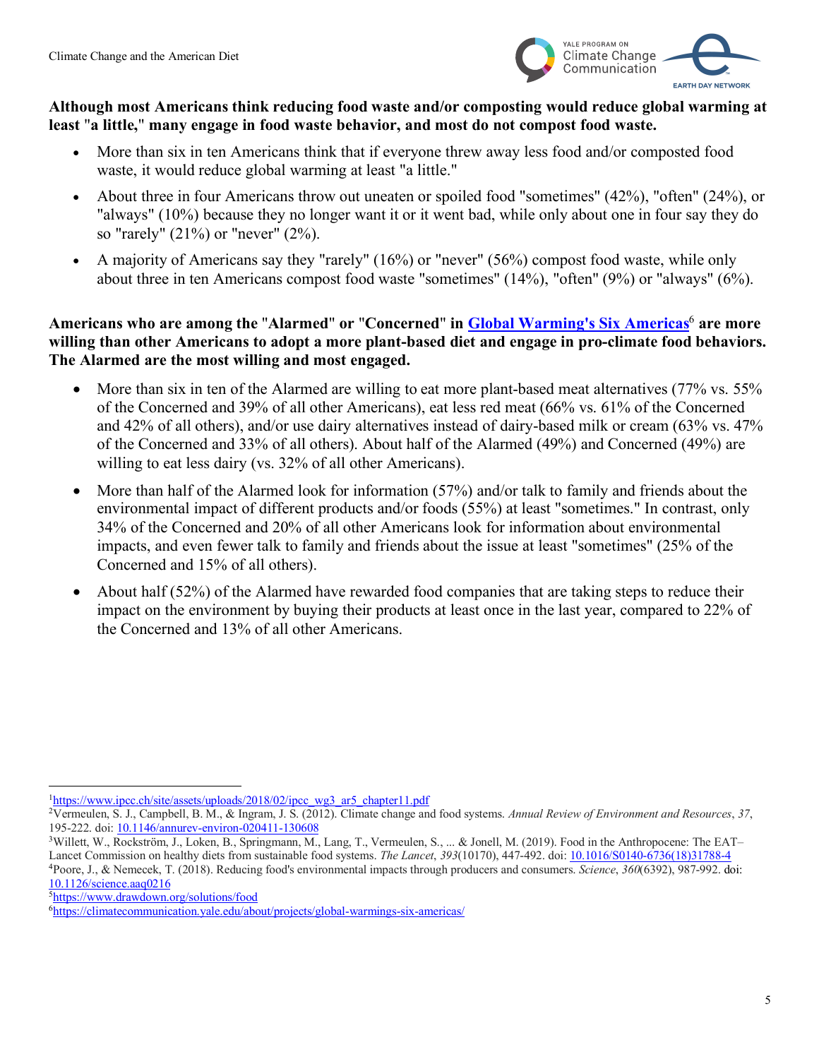**Although most Americans think reducing food waste and/or composting would reduce global warming at least "a little," many engage in food waste behavior, and most do not compost food waste.**

- More than six in ten Americans think that if everyone threw away less food and/or composted food waste, it would reduce global warming at least "a little."
- About three in four Americans throw out uneaten or spoiled food "sometimes" (42%), "often" (24%), or "always" (10%) because they no longer want it or it went bad, while only about one in four say they do so "rarely" (21%) or "never" (2%).
- A majority of Americans say they "rarely" (16%) or "never" (56%) compost food waste, while only about three in ten Americans compost food waste "sometimes" (14%), "often" (9%) or "always" (6%).

**Americans who are among the "Alarmed" or "Concerned" in Global Warming's Six Americas[6] are more willing than other Americans to adopt a more plant-based diet and engage in pro-climate food behaviors. The Alarmed are the most willing and most engaged.**

- More than six in ten of the Alarmed are willing to eat more plant-based meat alternatives (77% vs. 55% of the Concerned and 39% of all other Americans), eat less red meat (66% vs. 61% of the Concerned and 42% of all others), and/or use dairy alternatives instead of dairy-based milk or cream (63% vs. 47% of the Concerned and 33% of all others). About half of the Alarmed (49%) and Concerned (49%) are willing to eat less dairy (vs. 32% of all other Americans).
- More than half of the Alarmed look for information (57%) and/or talk to family and friends about the environmental impact of different products and/or foods (55%) at least "sometimes." In contrast, only 34% of the Concerned and 20% of all other Americans look for information about environmental impacts, and even fewer talk to family and friends about the issue at least "sometimes" (25% of the Concerned and 15% of all others).
- About half (52%) of the Alarmed have rewarded food companies that are taking steps to reduce their impact on the environment by buying their products at least once in the last year, compared to 22% of the Concerned and 13% of all other Americans.

---

[1] https://www.ipcc.ch/site/assets/uploads/2018/02/ipcc_wg3_ar5_chapter11.pdf

[2] Vermeulen, S. J., Campbell, B. M., & Ingram, J. S. (2012). Climate change and food systems. *Annual Review of Environment and Resources*, *37*, 195-222. doi: 10.1146/annurev-environ-020411-130608

[3] Willett, W., Rockström, J., Loken, B., Springmann, M., Lang, T., Vermeulen, S., ... & Jonell, M. (2019). Food in the Anthropocene: The EAT–Lancet Commission on healthy diets from sustainable food systems. *The Lancet*, *393*(10170), 447-492. doi: 10.1016/S0140-6736(18)31788-4

[4] Poore, J., & Nemecek, T. (2018). Reducing food's environmental impacts through producers and consumers. *Science*, *360*(6392), 987-992. doi: 10.1126/science.aaq0216

[5] https://www.drawdown.org/solutions/food

[6] https://climatecommunication.yale.edu/about/projects/global-warmings-six-americas/